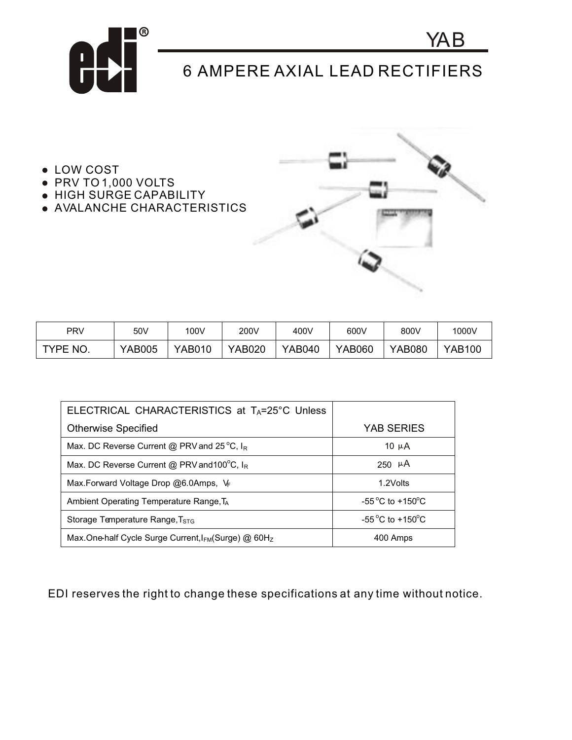# YAB

## 6 AMPERE AXIAL LEAD RECTIFIERS

- LOW COST
- PRV TO 1,000 VOLTS
- HIGH SURGE CAPABILITY
- AVALANCHE CHARACTERISTICS

| PRV | 50V | 100V | 200V | 400V | 600V | 800V | 1000V |
|---|---|---|---|---|---|---|---|
| TYPE NO. | YAB005 | YAB010 | YAB020 | YAB040 | YAB060 | YAB080 | YAB100 |

| ELECTRICAL CHARACTERISTICS at $T_A$=25°C Unless Otherwise Specified | YAB SERIES |
|---|---|
| Max. DC Reverse Current @ PRV and 25 °C, $I_R$ | 10 µA |
| Max. DC Reverse Current @ PRV and100°C, $I_R$ | 250 µA |
| Max.Forward Voltage Drop @6.0Amps, $V_F$ | 1.2Volts |
| Ambient Operating Temperature Range,$T_A$ | -55 °C to +150°C |
| Storage Temperature Range,$T_{STG}$ | -55 °C to +150°C |
| Max.One-half Cycle Surge Current,$I_{FM}$(Surge) @ 60$H_Z$ | 400 Amps |

EDI reserves the right to change these specifications at any time without notice.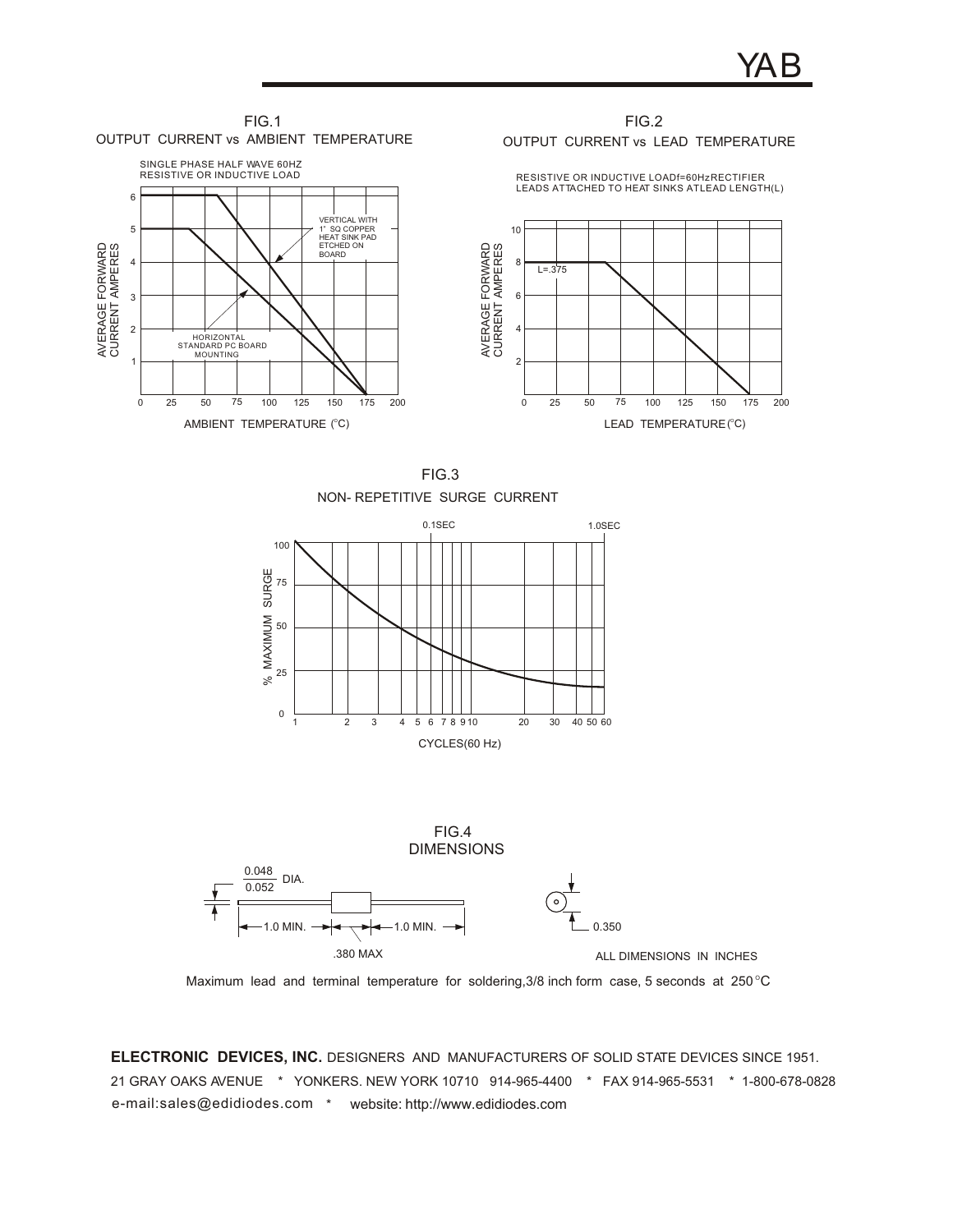# YAB

FIG.1
OUTPUT CURRENT vs AMBIENT TEMPERATURE

SINGLE PHASE HALF WAVE 60HZ
RESISTIVE OR INDUCTIVE LOAD

AVERAGE FORWARD CURRENT AMPERES

6
5
4
3
2
1

VERTICAL WITH 1" SQ COPPER HEAT SINK PAD ETCHED ON BOARD

HORIZONTAL STANDARD PC BOARD MOUNTING

0 25 50 75 100 125 150 175 200

AMBIENT TEMPERATURE (°C)

FIG.2
OUTPUT CURRENT vs LEAD TEMPERATURE

RESISTIVE OR INDUCTIVE LOADf=60HzRECTIFIER
LEADS ATTACHED TO HEAT SINKS ATLEAD LENGTH(L)

AVERAGE FORWARD CURRENT AMPERES

10
8
6
4
2

L=.375

0 25 50 75 100 125 150 175 200

LEAD TEMPERATURE(°C)

FIG.3
NON- REPETITIVE SURGE CURRENT

0.1SEC
1.0SEC

% MAXIMUM SURGE

100
75
50
25
0

1 2 3 4 5 6 7 8 9 10 20 30 40 50 60

CYCLES(60 Hz)

FIG.4
DIMENSIONS

0.048 / 0.052 DIA.

1.0 MIN.
1.0 MIN.
.380 MAX
0.350

ALL DIMENSIONS IN INCHES

Maximum lead and terminal temperature for soldering,3/8 inch form case, 5 seconds at 250°C

**ELECTRONIC DEVICES, INC.** DESIGNERS AND MANUFACTURERS OF SOLID STATE DEVICES SINCE 1951.
21 GRAY OAKS AVENUE * YONKERS. NEW YORK 10710 914-965-4400 * FAX 914-965-5531 * 1-800-678-0828
e-mail:sales@edidiodes.com * website: http://www.edidiodes.com